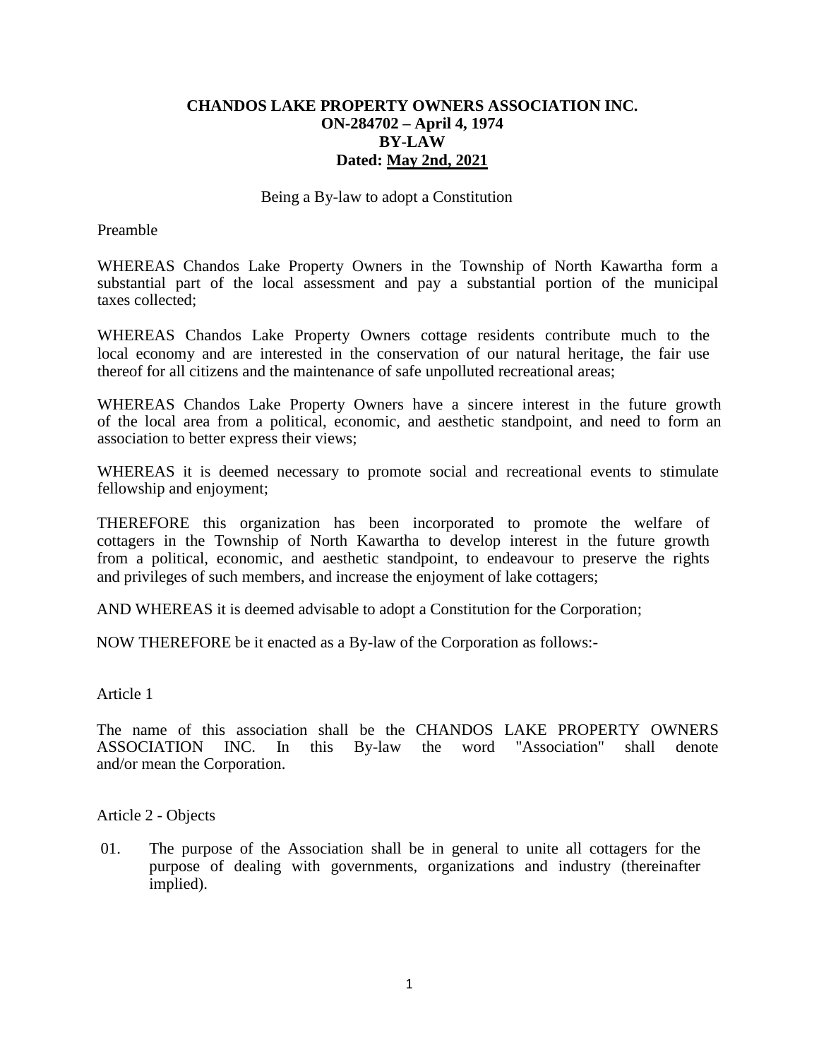# CHANDOS LAKE PROPERTY OWNERS ASSOCIATION INC.
## ON-284702 – April 4, 1974
## BY-LAW
## Dated: <u>May 2nd, 2021</u>

Being a By-law to adopt a Constitution

Preamble

WHEREAS Chandos Lake Property Owners in the Township of North Kawartha form a substantial part of the local assessment and pay a substantial portion of the municipal taxes collected;

WHEREAS Chandos Lake Property Owners cottage residents contribute much to the local economy and are interested in the conservation of our natural heritage, the fair use thereof for all citizens and the maintenance of safe unpolluted recreational areas;

WHEREAS Chandos Lake Property Owners have a sincere interest in the future growth of the local area from a political, economic, and aesthetic standpoint, and need to form an association to better express their views;

WHEREAS it is deemed necessary to promote social and recreational events to stimulate fellowship and enjoyment;

THEREFORE this organization has been incorporated to promote the welfare of cottagers in the Township of North Kawartha to develop interest in the future growth from a political, economic, and aesthetic standpoint, to endeavour to preserve the rights and privileges of such members, and increase the enjoyment of lake cottagers;

AND WHEREAS it is deemed advisable to adopt a Constitution for the Corporation;

NOW THEREFORE be it enacted as a By-law of the Corporation as follows:-

Article 1

The name of this association shall be the CHANDOS LAKE PROPERTY OWNERS ASSOCIATION INC. In this By-law the word "Association" shall denote and/or mean the Corporation.

Article 2 - Objects

01. The purpose of the Association shall be in general to unite all cottagers for the purpose of dealing with governments, organizations and industry (thereinafter implied).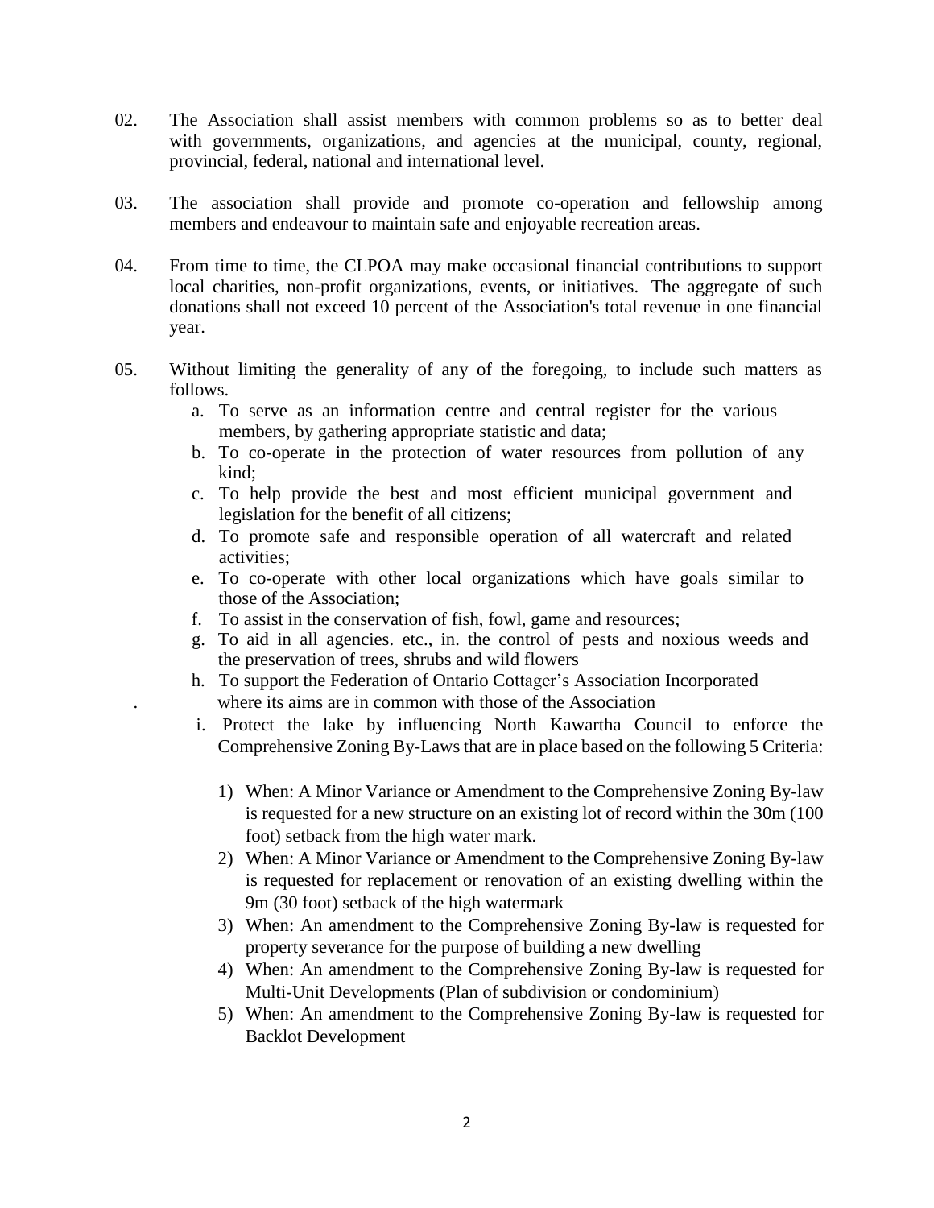02. The Association shall assist members with common problems so as to better deal with governments, organizations, and agencies at the municipal, county, regional, provincial, federal, national and international level.

03. The association shall provide and promote co-operation and fellowship among members and endeavour to maintain safe and enjoyable recreation areas.

04. From time to time, the CLPOA may make occasional financial contributions to support local charities, non-profit organizations, events, or initiatives. The aggregate of such donations shall not exceed 10 percent of the Association's total revenue in one financial year.

05. Without limiting the generality of any of the foregoing, to include such matters as follows.

   a. To serve as an information centre and central register for the various members, by gathering appropriate statistic and data;
   b. To co-operate in the protection of water resources from pollution of any kind;
   c. To help provide the best and most efficient municipal government and legislation for the benefit of all citizens;
   d. To promote safe and responsible operation of all watercraft and related activities;
   e. To co-operate with other local organizations which have goals similar to those of the Association;
   f. To assist in the conservation of fish, fowl, game and resources;
   g. To aid in all agencies. etc., in. the control of pests and noxious weeds and the preservation of trees, shrubs and wild flowers
   h. To support the Federation of Ontario Cottager's Association Incorporated where its aims are in common with those of the Association
   i. Protect the lake by influencing North Kawartha Council to enforce the Comprehensive Zoning By-Laws that are in place based on the following 5 Criteria:

      1) When: A Minor Variance or Amendment to the Comprehensive Zoning By-law is requested for a new structure on an existing lot of record within the 30m (100 foot) setback from the high water mark.
      2) When: A Minor Variance or Amendment to the Comprehensive Zoning By-law is requested for replacement or renovation of an existing dwelling within the 9m (30 foot) setback of the high watermark
      3) When: An amendment to the Comprehensive Zoning By-law is requested for property severance for the purpose of building a new dwelling
      4) When: An amendment to the Comprehensive Zoning By-law is requested for Multi-Unit Developments (Plan of subdivision or condominium)
      5) When: An amendment to the Comprehensive Zoning By-law is requested for Backlot Development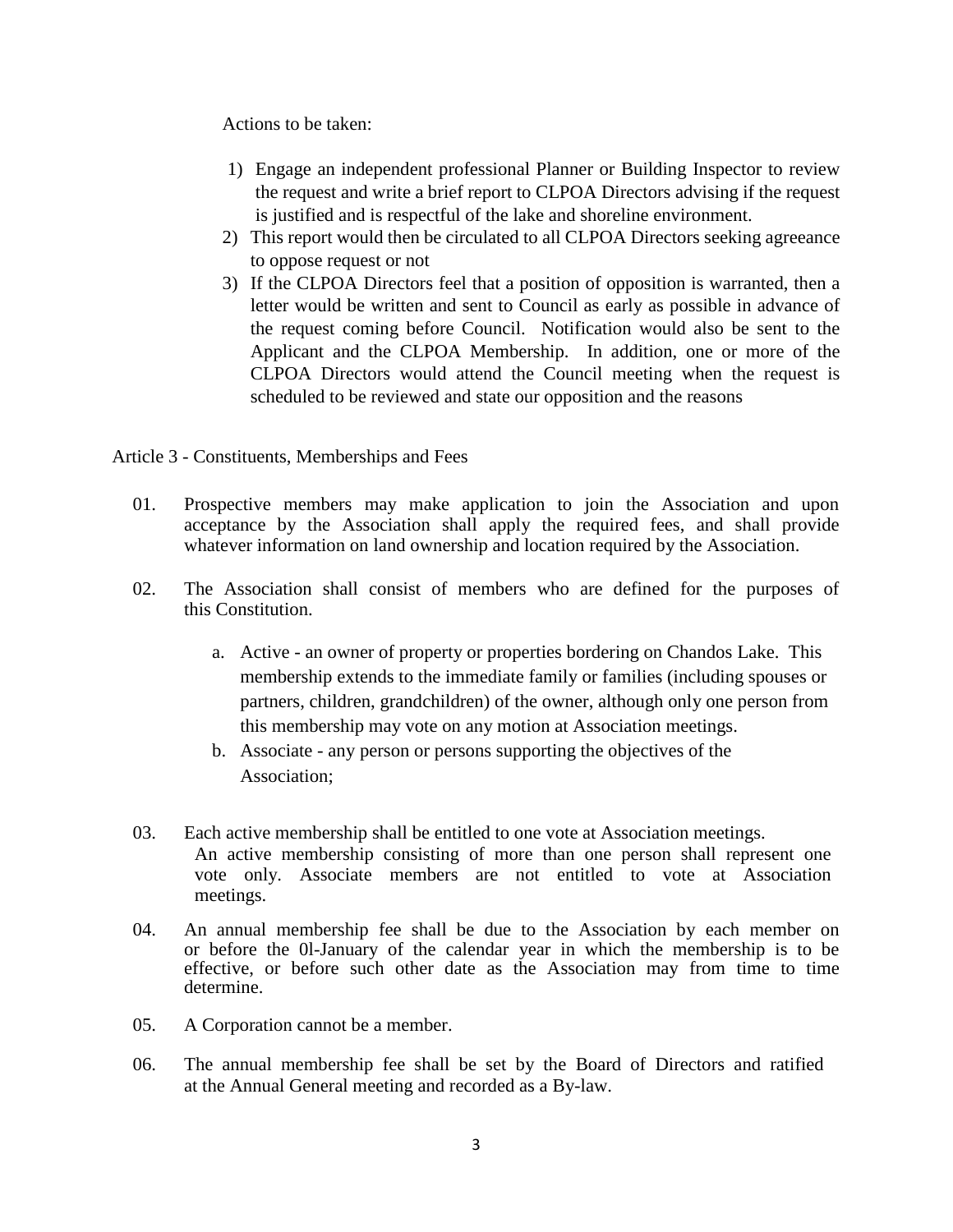Actions to be taken:

1) Engage an independent professional Planner or Building Inspector to review the request and write a brief report to CLPOA Directors advising if the request is justified and is respectful of the lake and shoreline environment.
2) This report would then be circulated to all CLPOA Directors seeking agreeance to oppose request or not
3) If the CLPOA Directors feel that a position of opposition is warranted, then a letter would be written and sent to Council as early as possible in advance of the request coming before Council. Notification would also be sent to the Applicant and the CLPOA Membership. In addition, one or more of the CLPOA Directors would attend the Council meeting when the request is scheduled to be reviewed and state our opposition and the reasons

Article 3 - Constituents, Memberships and Fees

01. Prospective members may make application to join the Association and upon acceptance by the Association shall apply the required fees, and shall provide whatever information on land ownership and location required by the Association.

02. The Association shall consist of members who are defined for the purposes of this Constitution.

   a. Active - an owner of property or properties bordering on Chandos Lake. This membership extends to the immediate family or families (including spouses or partners, children, grandchildren) of the owner, although only one person from this membership may vote on any motion at Association meetings.
   b. Associate - any person or persons supporting the objectives of the Association;

03. Each active membership shall be entitled to one vote at Association meetings. An active membership consisting of more than one person shall represent one vote only. Associate members are not entitled to vote at Association meetings.

04. An annual membership fee shall be due to the Association by each member on or before the 0l-January of the calendar year in which the membership is to be effective, or before such other date as the Association may from time to time determine.

05. A Corporation cannot be a member.

06. The annual membership fee shall be set by the Board of Directors and ratified at the Annual General meeting and recorded as a By-law.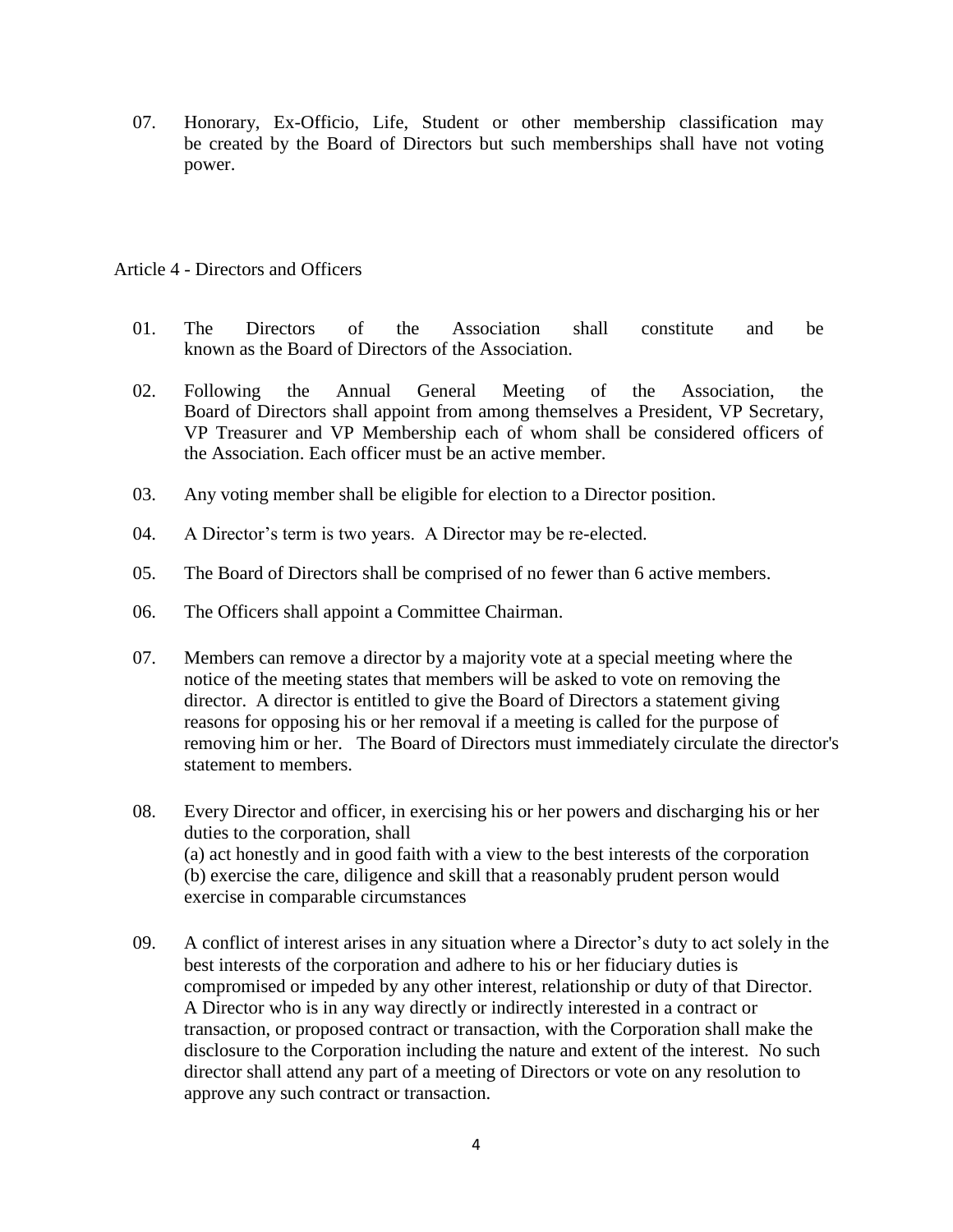07. Honorary, Ex-Officio, Life, Student or other membership classification may be created by the Board of Directors but such memberships shall have not voting power.

## Article 4 - Directors and Officers

01. The Directors of the Association shall constitute and be known as the Board of Directors of the Association.

02. Following the Annual General Meeting of the Association, the Board of Directors shall appoint from among themselves a President, VP Secretary, VP Treasurer and VP Membership each of whom shall be considered officers of the Association. Each officer must be an active member.

03. Any voting member shall be eligible for election to a Director position.

04. A Director's term is two years. A Director may be re-elected.

05. The Board of Directors shall be comprised of no fewer than 6 active members.

06. The Officers shall appoint a Committee Chairman.

07. Members can remove a director by a majority vote at a special meeting where the notice of the meeting states that members will be asked to vote on removing the director. A director is entitled to give the Board of Directors a statement giving reasons for opposing his or her removal if a meeting is called for the purpose of removing him or her. The Board of Directors must immediately circulate the director's statement to members.

08. Every Director and officer, in exercising his or her powers and discharging his or her duties to the corporation, shall
(a) act honestly and in good faith with a view to the best interests of the corporation
(b) exercise the care, diligence and skill that a reasonably prudent person would exercise in comparable circumstances

09. A conflict of interest arises in any situation where a Director's duty to act solely in the best interests of the corporation and adhere to his or her fiduciary duties is compromised or impeded by any other interest, relationship or duty of that Director. A Director who is in any way directly or indirectly interested in a contract or transaction, or proposed contract or transaction, with the Corporation shall make the disclosure to the Corporation including the nature and extent of the interest. No such director shall attend any part of a meeting of Directors or vote on any resolution to approve any such contract or transaction.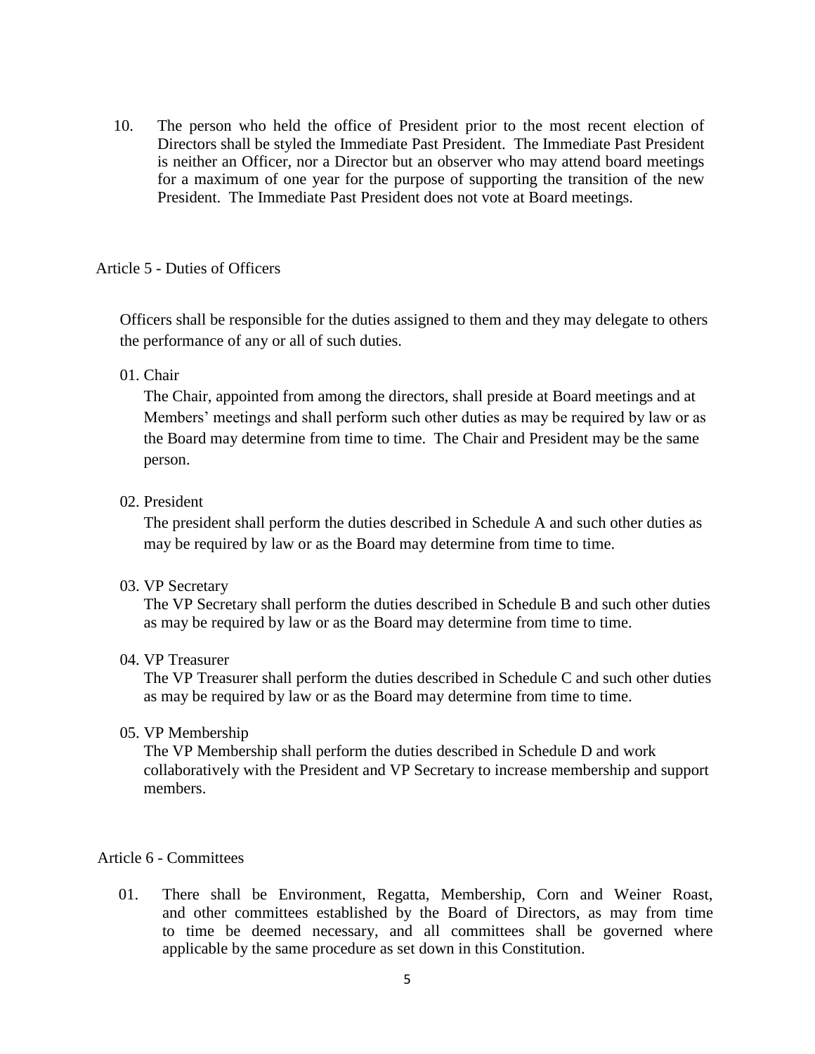10. The person who held the office of President prior to the most recent election of Directors shall be styled the Immediate Past President. The Immediate Past President is neither an Officer, nor a Director but an observer who may attend board meetings for a maximum of one year for the purpose of supporting the transition of the new President. The Immediate Past President does not vote at Board meetings.

## Article 5 - Duties of Officers

Officers shall be responsible for the duties assigned to them and they may delegate to others the performance of any or all of such duties.

01. Chair

    The Chair, appointed from among the directors, shall preside at Board meetings and at Members' meetings and shall perform such other duties as may be required by law or as the Board may determine from time to time. The Chair and President may be the same person.

02. President

    The president shall perform the duties described in Schedule A and such other duties as may be required by law or as the Board may determine from time to time.

03. VP Secretary

    The VP Secretary shall perform the duties described in Schedule B and such other duties as may be required by law or as the Board may determine from time to time.

04. VP Treasurer

    The VP Treasurer shall perform the duties described in Schedule C and such other duties as may be required by law or as the Board may determine from time to time.

05. VP Membership

    The VP Membership shall perform the duties described in Schedule D and work collaboratively with the President and VP Secretary to increase membership and support members.

## Article 6 - Committees

01. There shall be Environment, Regatta, Membership, Corn and Weiner Roast, and other committees established by the Board of Directors, as may from time to time be deemed necessary, and all committees shall be governed where applicable by the same procedure as set down in this Constitution.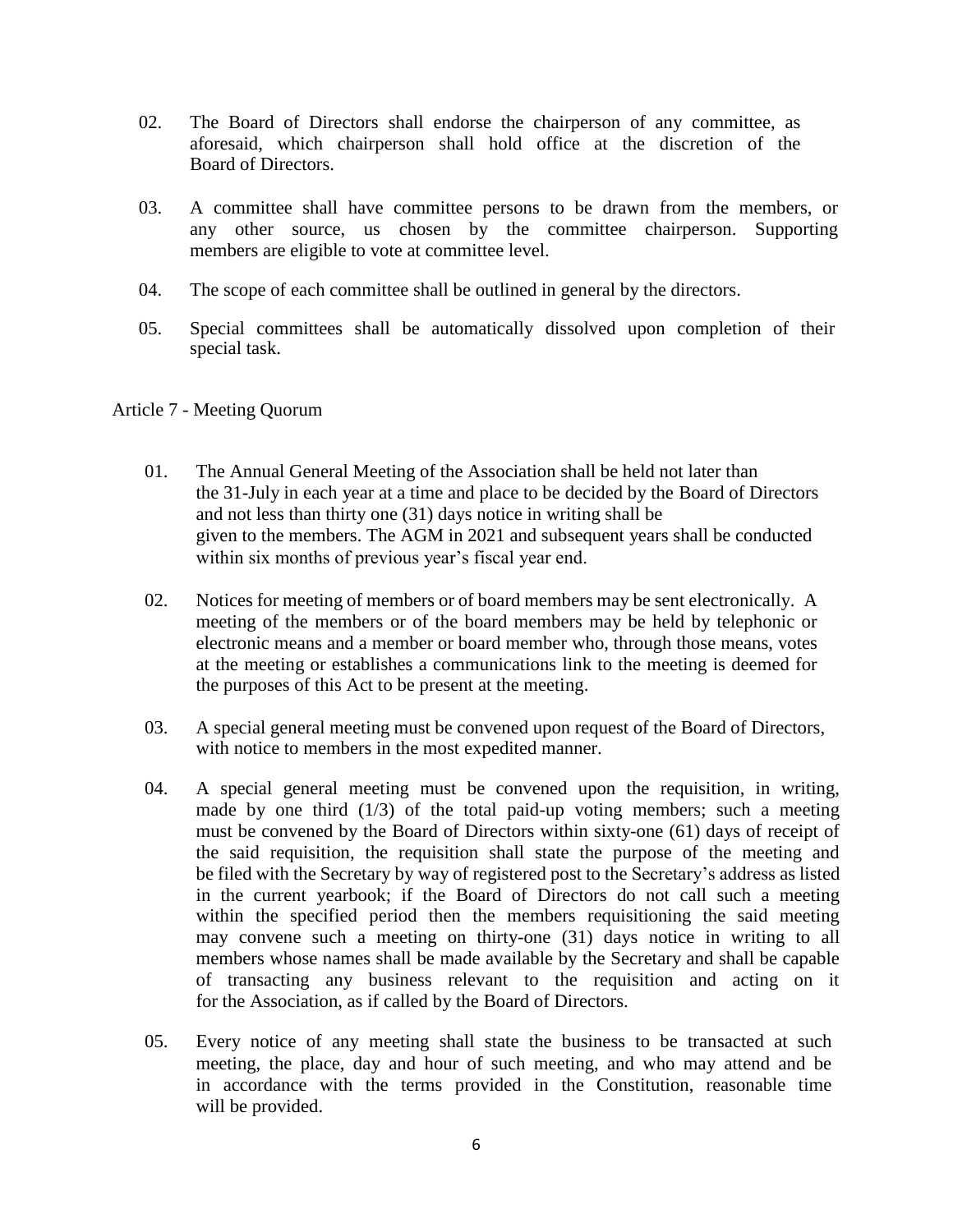02. The Board of Directors shall endorse the chairperson of any committee, as aforesaid, which chairperson shall hold office at the discretion of the Board of Directors.

03. A committee shall have committee persons to be drawn from the members, or any other source, us chosen by the committee chairperson. Supporting members are eligible to vote at committee level.

04. The scope of each committee shall be outlined in general by the directors.

05. Special committees shall be automatically dissolved upon completion of their special task.

## Article 7 - Meeting Quorum

01. The Annual General Meeting of the Association shall be held not later than the 31-July in each year at a time and place to be decided by the Board of Directors and not less than thirty one (31) days notice in writing shall be given to the members. The AGM in 2021 and subsequent years shall be conducted within six months of previous year's fiscal year end.

02. Notices for meeting of members or of board members may be sent electronically. A meeting of the members or of the board members may be held by telephonic or electronic means and a member or board member who, through those means, votes at the meeting or establishes a communications link to the meeting is deemed for the purposes of this Act to be present at the meeting.

03. A special general meeting must be convened upon request of the Board of Directors, with notice to members in the most expedited manner.

04. A special general meeting must be convened upon the requisition, in writing, made by one third (1/3) of the total paid-up voting members; such a meeting must be convened by the Board of Directors within sixty-one (61) days of receipt of the said requisition, the requisition shall state the purpose of the meeting and be filed with the Secretary by way of registered post to the Secretary's address as listed in the current yearbook; if the Board of Directors do not call such a meeting within the specified period then the members requisitioning the said meeting may convene such a meeting on thirty-one (31) days notice in writing to all members whose names shall be made available by the Secretary and shall be capable of transacting any business relevant to the requisition and acting on it for the Association, as if called by the Board of Directors.

05. Every notice of any meeting shall state the business to be transacted at such meeting, the place, day and hour of such meeting, and who may attend and be in accordance with the terms provided in the Constitution, reasonable time will be provided.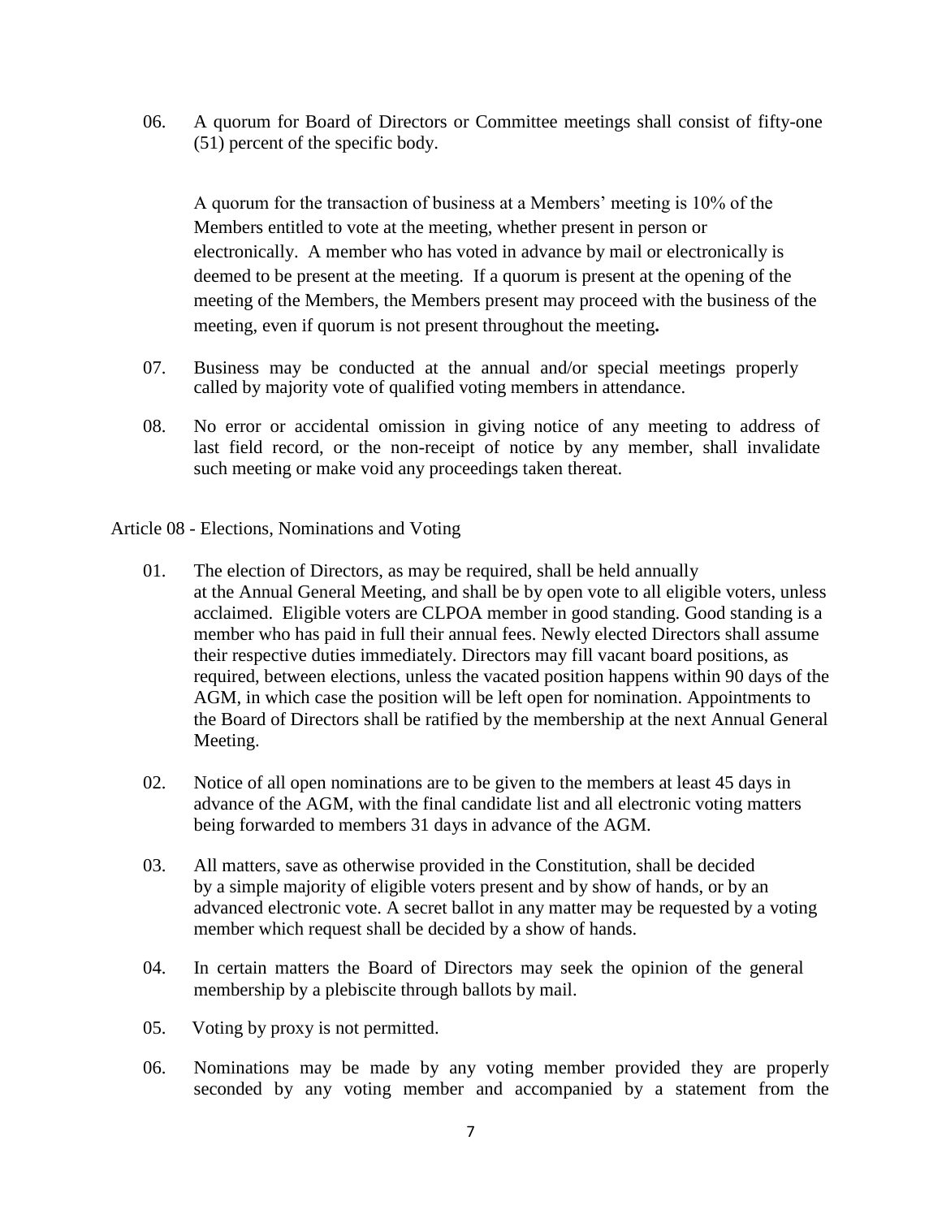06. A quorum for Board of Directors or Committee meetings shall consist of fifty-one (51) percent of the specific body.

A quorum for the transaction of business at a Members' meeting is 10% of the Members entitled to vote at the meeting, whether present in person or electronically. A member who has voted in advance by mail or electronically is deemed to be present at the meeting. If a quorum is present at the opening of the meeting of the Members, the Members present may proceed with the business of the meeting, even if quorum is not present throughout the meeting**.**

07. Business may be conducted at the annual and/or special meetings properly called by majority vote of qualified voting members in attendance.

08. No error or accidental omission in giving notice of any meeting to address of last field record, or the non-receipt of notice by any member, shall invalidate such meeting or make void any proceedings taken thereat.

Article 08 - Elections, Nominations and Voting

01. The election of Directors, as may be required, shall be held annually at the Annual General Meeting, and shall be by open vote to all eligible voters, unless acclaimed. Eligible voters are CLPOA member in good standing. Good standing is a member who has paid in full their annual fees. Newly elected Directors shall assume their respective duties immediately. Directors may fill vacant board positions, as required, between elections, unless the vacated position happens within 90 days of the AGM, in which case the position will be left open for nomination. Appointments to the Board of Directors shall be ratified by the membership at the next Annual General Meeting.

02. Notice of all open nominations are to be given to the members at least 45 days in advance of the AGM, with the final candidate list and all electronic voting matters being forwarded to members 31 days in advance of the AGM.

03. All matters, save as otherwise provided in the Constitution, shall be decided by a simple majority of eligible voters present and by show of hands, or by an advanced electronic vote. A secret ballot in any matter may be requested by a voting member which request shall be decided by a show of hands.

04. In certain matters the Board of Directors may seek the opinion of the general membership by a plebiscite through ballots by mail.

05. Voting by proxy is not permitted.

06. Nominations may be made by any voting member provided they are properly seconded by any voting member and accompanied by a statement from the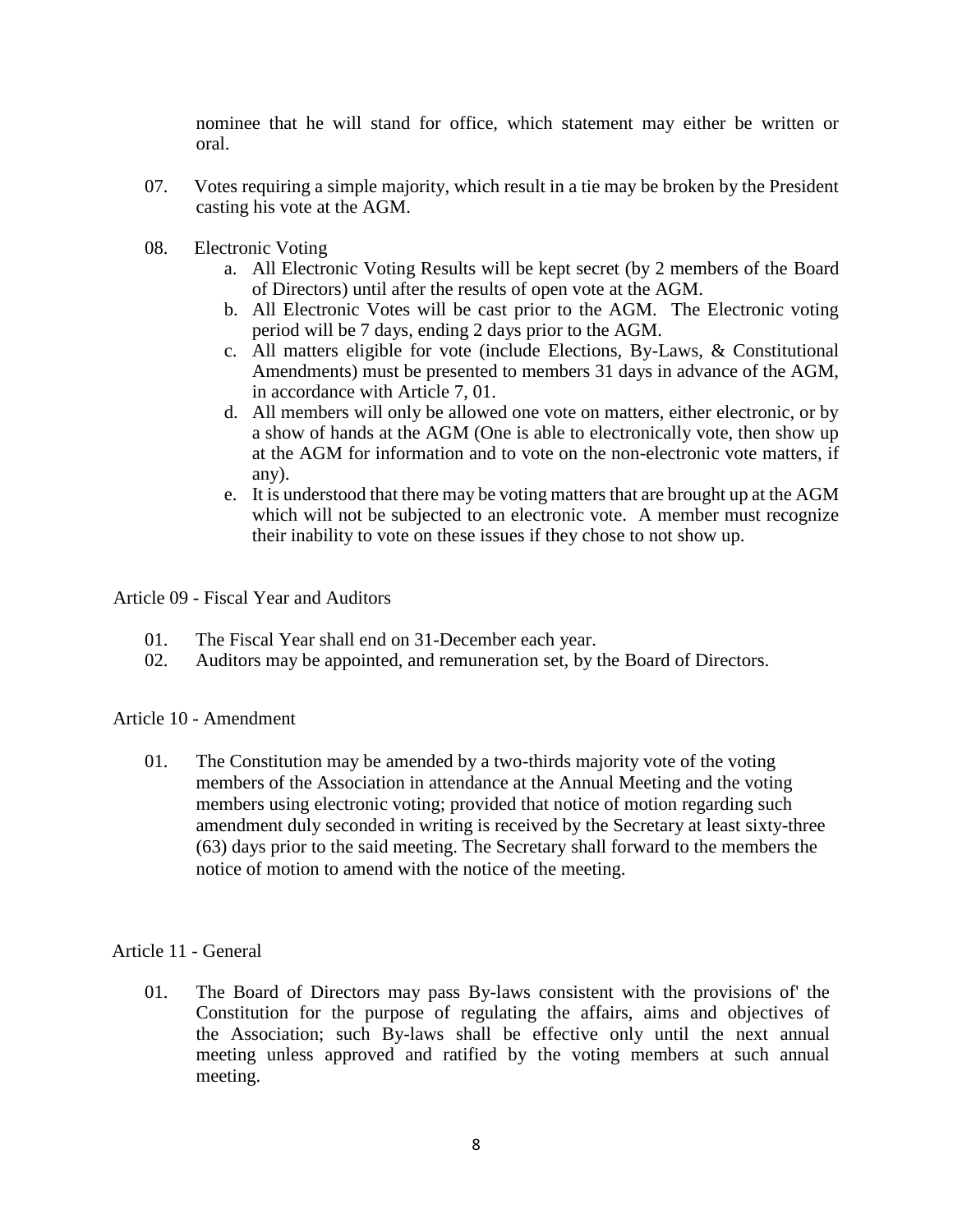nominee that he will stand for office, which statement may either be written or oral.

07. Votes requiring a simple majority, which result in a tie may be broken by the President casting his vote at the AGM.

08. Electronic Voting

   a. All Electronic Voting Results will be kept secret (by 2 members of the Board of Directors) until after the results of open vote at the AGM.
   b. All Electronic Votes will be cast prior to the AGM. The Electronic voting period will be 7 days, ending 2 days prior to the AGM.
   c. All matters eligible for vote (include Elections, By-Laws, & Constitutional Amendments) must be presented to members 31 days in advance of the AGM, in accordance with Article 7, 01.
   d. All members will only be allowed one vote on matters, either electronic, or by a show of hands at the AGM (One is able to electronically vote, then show up at the AGM for information and to vote on the non-electronic vote matters, if any).
   e. It is understood that there may be voting matters that are brought up at the AGM which will not be subjected to an electronic vote. A member must recognize their inability to vote on these issues if they chose to not show up.

## Article 09 - Fiscal Year and Auditors

01. The Fiscal Year shall end on 31-December each year.
02. Auditors may be appointed, and remuneration set, by the Board of Directors.

## Article 10 - Amendment

01. The Constitution may be amended by a two-thirds majority vote of the voting members of the Association in attendance at the Annual Meeting and the voting members using electronic voting; provided that notice of motion regarding such amendment duly seconded in writing is received by the Secretary at least sixty-three (63) days prior to the said meeting. The Secretary shall forward to the members the notice of motion to amend with the notice of the meeting.

## Article 11 - General

01. The Board of Directors may pass By-laws consistent with the provisions of' the Constitution for the purpose of regulating the affairs, aims and objectives of the Association; such By-laws shall be effective only until the next annual meeting unless approved and ratified by the voting members at such annual meeting.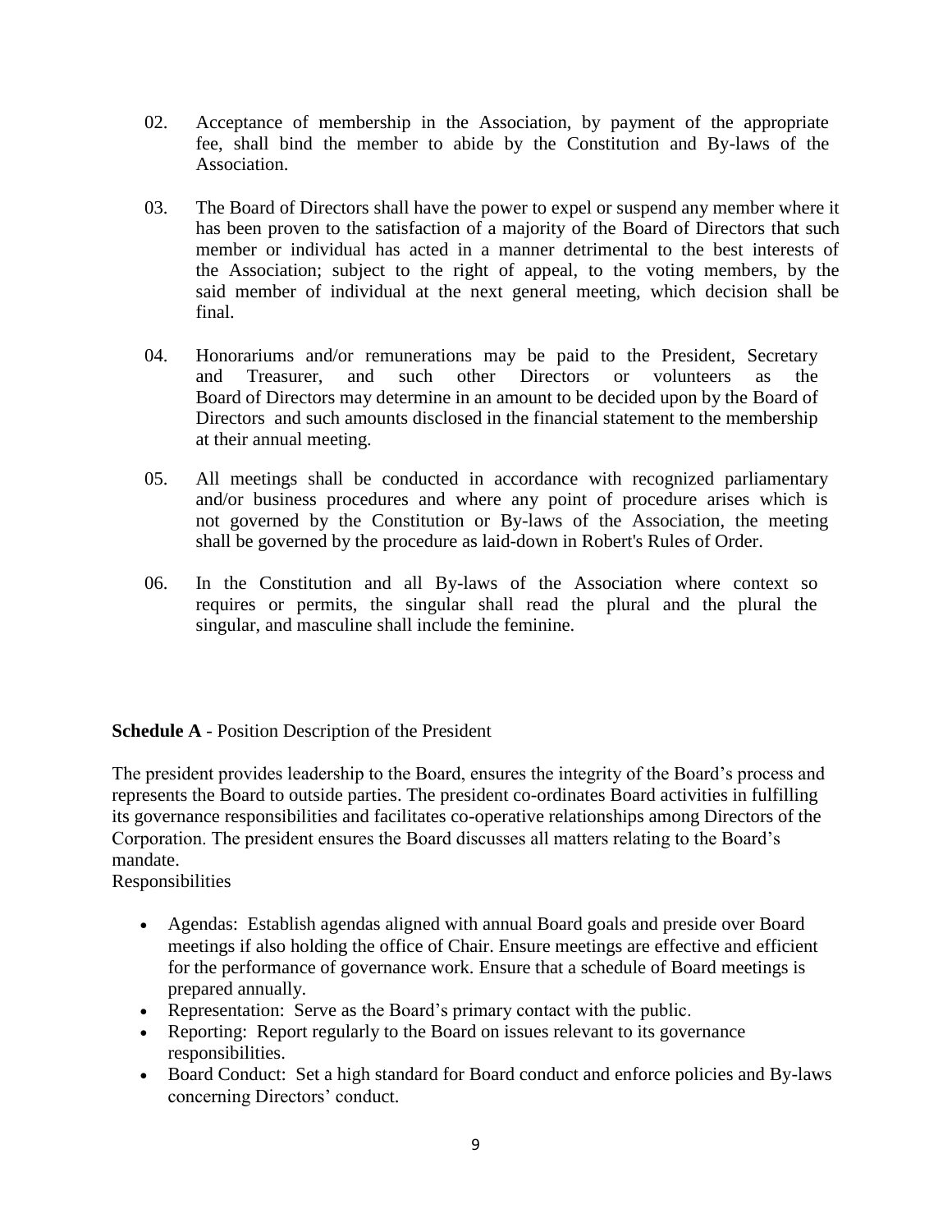02. Acceptance of membership in the Association, by payment of the appropriate fee, shall bind the member to abide by the Constitution and By-laws of the Association.

03. The Board of Directors shall have the power to expel or suspend any member where it has been proven to the satisfaction of a majority of the Board of Directors that such member or individual has acted in a manner detrimental to the best interests of the Association; subject to the right of appeal, to the voting members, by the said member of individual at the next general meeting, which decision shall be final.

04. Honorariums and/or remunerations may be paid to the President, Secretary and Treasurer, and such other Directors or volunteers as the Board of Directors may determine in an amount to be decided upon by the Board of Directors and such amounts disclosed in the financial statement to the membership at their annual meeting.

05. All meetings shall be conducted in accordance with recognized parliamentary and/or business procedures and where any point of procedure arises which is not governed by the Constitution or By-laws of the Association, the meeting shall be governed by the procedure as laid-down in Robert's Rules of Order.

06. In the Constitution and all By-laws of the Association where context so requires or permits, the singular shall read the plural and the plural the singular, and masculine shall include the feminine.

**Schedule A** - Position Description of the President

The president provides leadership to the Board, ensures the integrity of the Board's process and represents the Board to outside parties. The president co-ordinates Board activities in fulfilling its governance responsibilities and facilitates co-operative relationships among Directors of the Corporation. The president ensures the Board discusses all matters relating to the Board's mandate.

Responsibilities

- Agendas: Establish agendas aligned with annual Board goals and preside over Board meetings if also holding the office of Chair. Ensure meetings are effective and efficient for the performance of governance work. Ensure that a schedule of Board meetings is prepared annually.
- Representation: Serve as the Board's primary contact with the public.
- Reporting: Report regularly to the Board on issues relevant to its governance responsibilities.
- Board Conduct: Set a high standard for Board conduct and enforce policies and By-laws concerning Directors' conduct.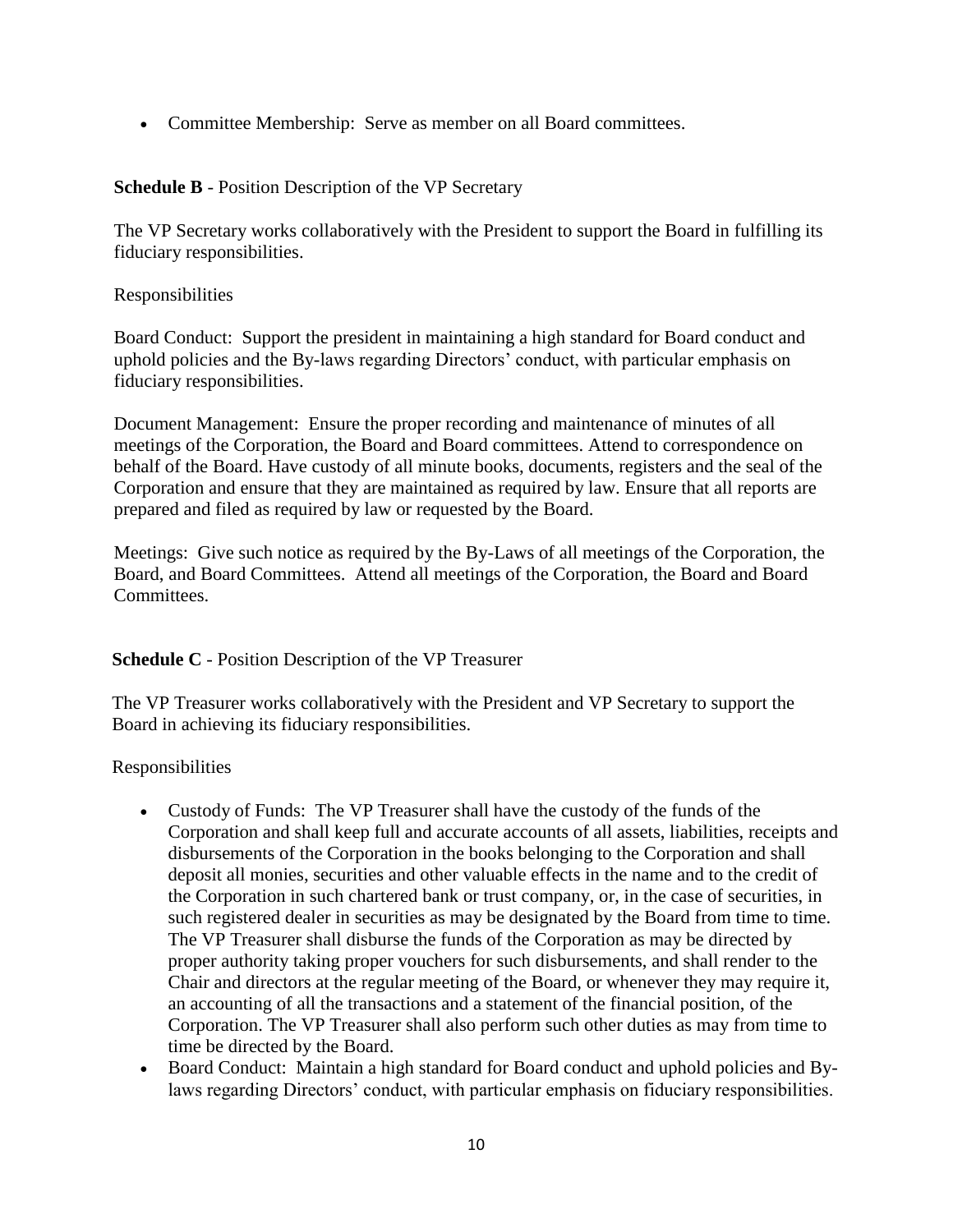- Committee Membership: Serve as member on all Board committees.

**Schedule B** - Position Description of the VP Secretary

The VP Secretary works collaboratively with the President to support the Board in fulfilling its fiduciary responsibilities.

Responsibilities

Board Conduct: Support the president in maintaining a high standard for Board conduct and uphold policies and the By-laws regarding Directors' conduct, with particular emphasis on fiduciary responsibilities.

Document Management: Ensure the proper recording and maintenance of minutes of all meetings of the Corporation, the Board and Board committees. Attend to correspondence on behalf of the Board. Have custody of all minute books, documents, registers and the seal of the Corporation and ensure that they are maintained as required by law. Ensure that all reports are prepared and filed as required by law or requested by the Board.

Meetings: Give such notice as required by the By-Laws of all meetings of the Corporation, the Board, and Board Committees. Attend all meetings of the Corporation, the Board and Board Committees.

**Schedule C** - Position Description of the VP Treasurer

The VP Treasurer works collaboratively with the President and VP Secretary to support the Board in achieving its fiduciary responsibilities.

Responsibilities

- Custody of Funds: The VP Treasurer shall have the custody of the funds of the Corporation and shall keep full and accurate accounts of all assets, liabilities, receipts and disbursements of the Corporation in the books belonging to the Corporation and shall deposit all monies, securities and other valuable effects in the name and to the credit of the Corporation in such chartered bank or trust company, or, in the case of securities, in such registered dealer in securities as may be designated by the Board from time to time. The VP Treasurer shall disburse the funds of the Corporation as may be directed by proper authority taking proper vouchers for such disbursements, and shall render to the Chair and directors at the regular meeting of the Board, or whenever they may require it, an accounting of all the transactions and a statement of the financial position, of the Corporation. The VP Treasurer shall also perform such other duties as may from time to time be directed by the Board.
- Board Conduct: Maintain a high standard for Board conduct and uphold policies and By-laws regarding Directors' conduct, with particular emphasis on fiduciary responsibilities.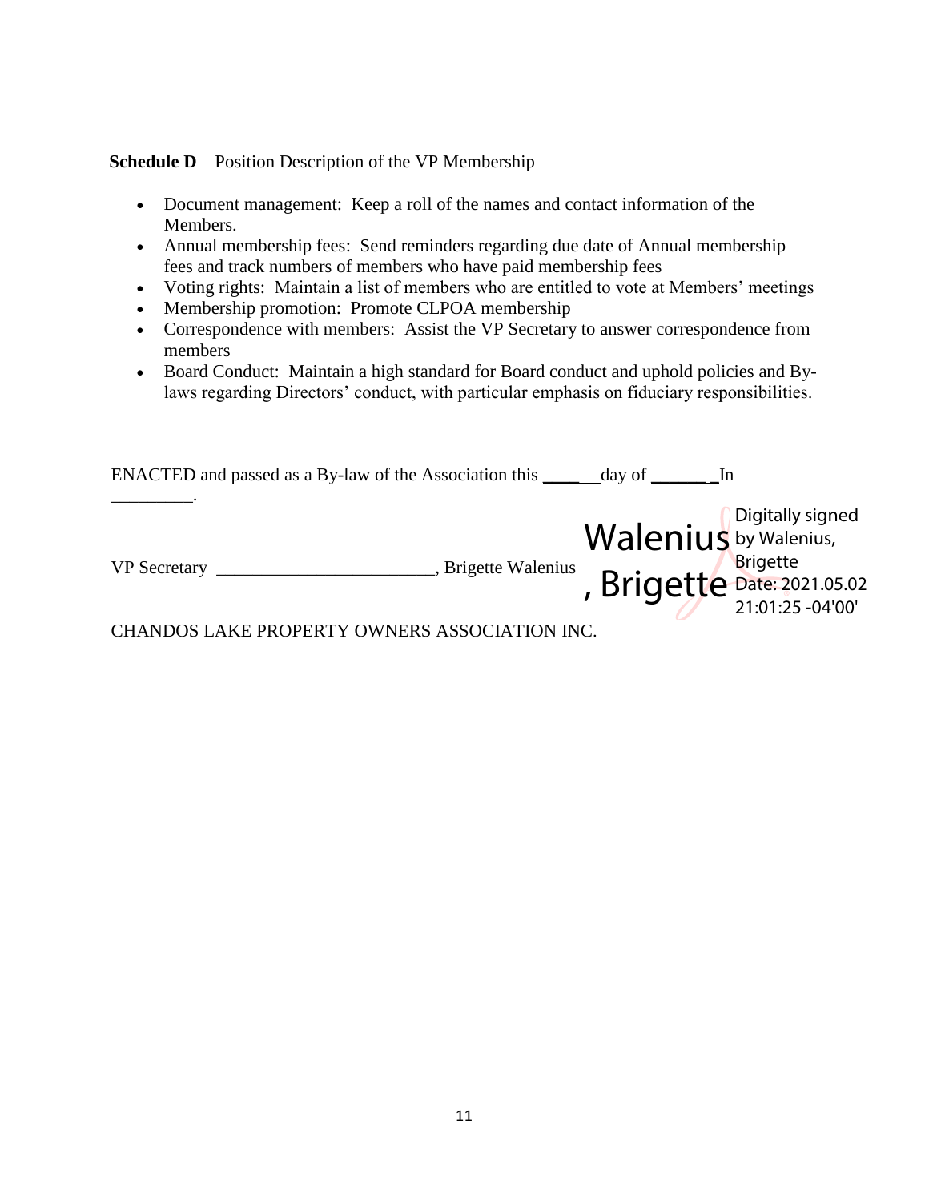**Schedule D** – Position Description of the VP Membership

- Document management: Keep a roll of the names and contact information of the Members.
- Annual membership fees: Send reminders regarding due date of Annual membership fees and track numbers of members who have paid membership fees
- Voting rights: Maintain a list of members who are entitled to vote at Members' meetings
- Membership promotion: Promote CLPOA membership
- Correspondence with members: Assist the VP Secretary to answer correspondence from members
- Board Conduct: Maintain a high standard for Board conduct and uphold policies and By-laws regarding Directors' conduct, with particular emphasis on fiduciary responsibilities.

ENACTED and passed as a By-law of the Association this ______day of _______In _________.

VP Secretary ________________________, Brigette Walenius

Walenius, Brigette

Digitally signed by Walenius, Brigette
Date: 2021.05.02 21:01:25 -04'00'

CHANDOS LAKE PROPERTY OWNERS ASSOCIATION INC.